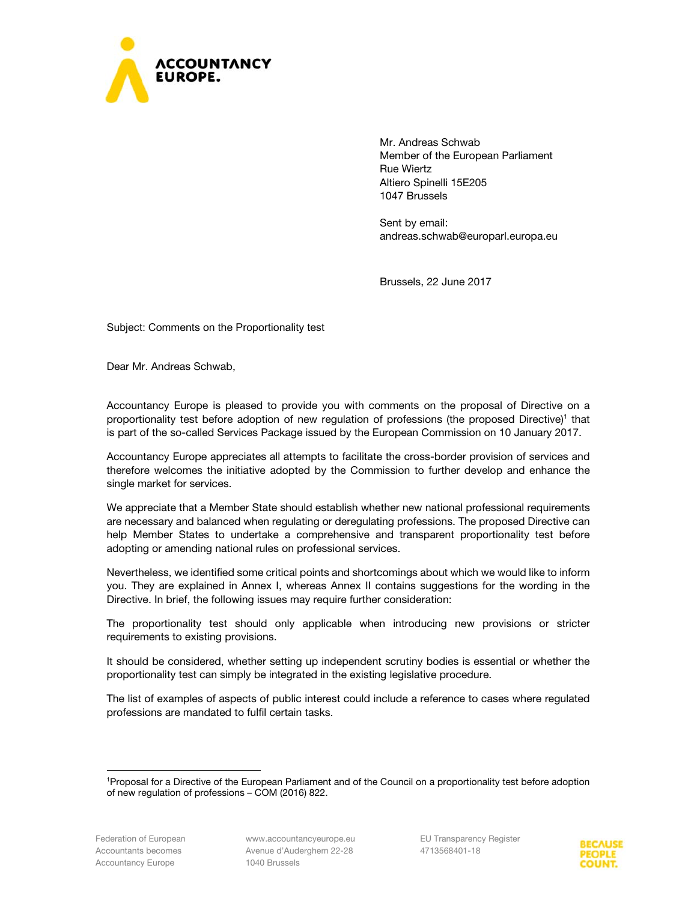Mr. Andreas Schwab
Member of the European Parliament
Rue Wiertz
Altiero Spinelli 15E205
1047 Brussels

Sent by email:
andreas.schwab@europarl.europa.eu

Brussels, 22 June 2017

Subject: Comments on the Proportionality test

Dear Mr. Andreas Schwab,

Accountancy Europe is pleased to provide you with comments on the proposal of Directive on a proportionality test before adoption of new regulation of professions (the proposed Directive)[1] that is part of the so-called Services Package issued by the European Commission on 10 January 2017.

Accountancy Europe appreciates all attempts to facilitate the cross-border provision of services and therefore welcomes the initiative adopted by the Commission to further develop and enhance the single market for services.

We appreciate that a Member State should establish whether new national professional requirements are necessary and balanced when regulating or deregulating professions. The proposed Directive can help Member States to undertake a comprehensive and transparent proportionality test before adopting or amending national rules on professional services.

Nevertheless, we identified some critical points and shortcomings about which we would like to inform you. They are explained in Annex I, whereas Annex II contains suggestions for the wording in the Directive. In brief, the following issues may require further consideration:

The proportionality test should only applicable when introducing new provisions or stricter requirements to existing provisions.

It should be considered, whether setting up independent scrutiny bodies is essential or whether the proportionality test can simply be integrated in the existing legislative procedure.

The list of examples of aspects of public interest could include a reference to cases where regulated professions are mandated to fulfil certain tasks.

---

[1] Proposal for a Directive of the European Parliament and of the Council on a proportionality test before adoption of new regulation of professions – COM (2016) 822.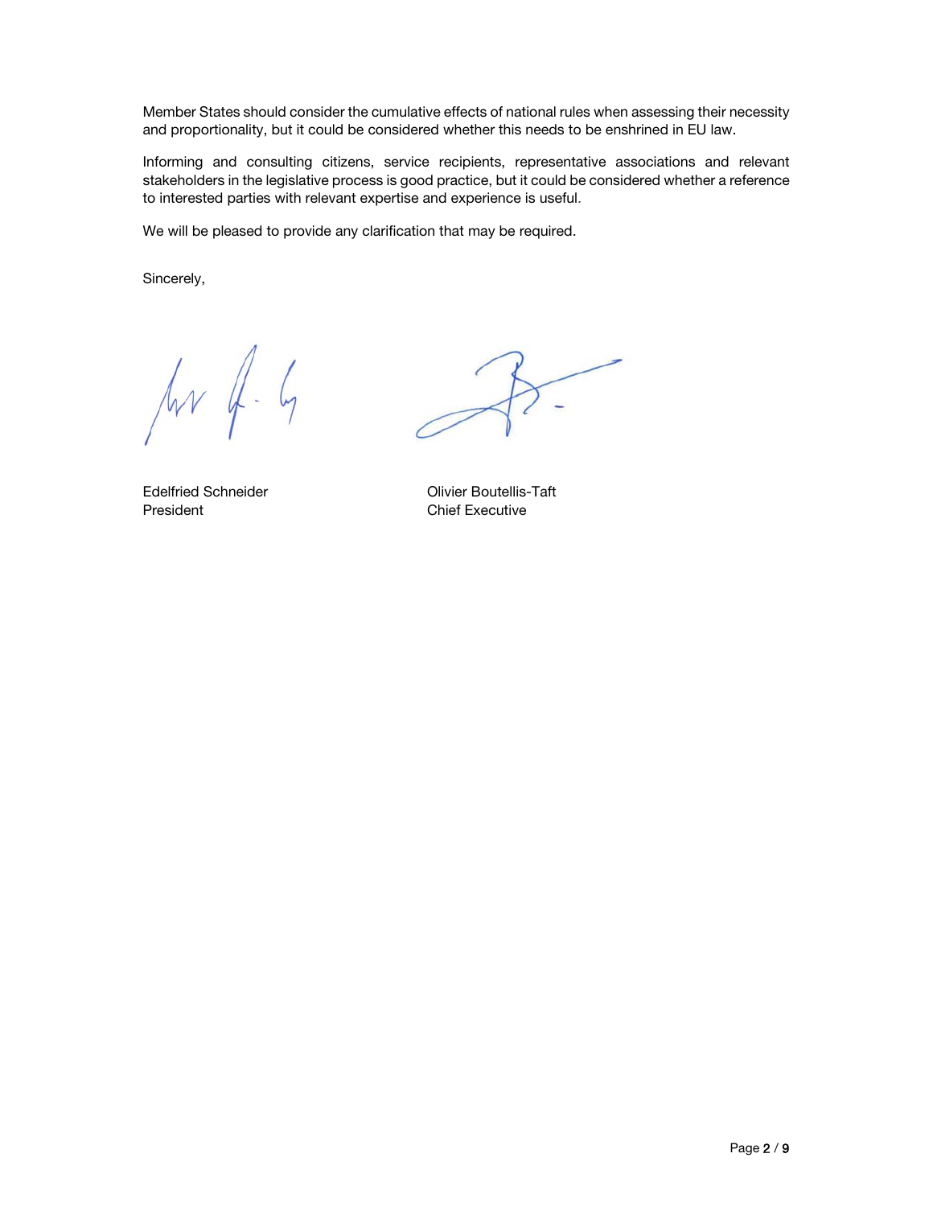Member States should consider the cumulative effects of national rules when assessing their necessity and proportionality, but it could be considered whether this needs to be enshrined in EU law.

Informing and consulting citizens, service recipients, representative associations and relevant stakeholders in the legislative process is good practice, but it could be considered whether a reference to interested parties with relevant expertise and experience is useful.

We will be pleased to provide any clarification that may be required.

Sincerely,

Edelfried Schneider
President

Olivier Boutellis-Taft
Chief Executive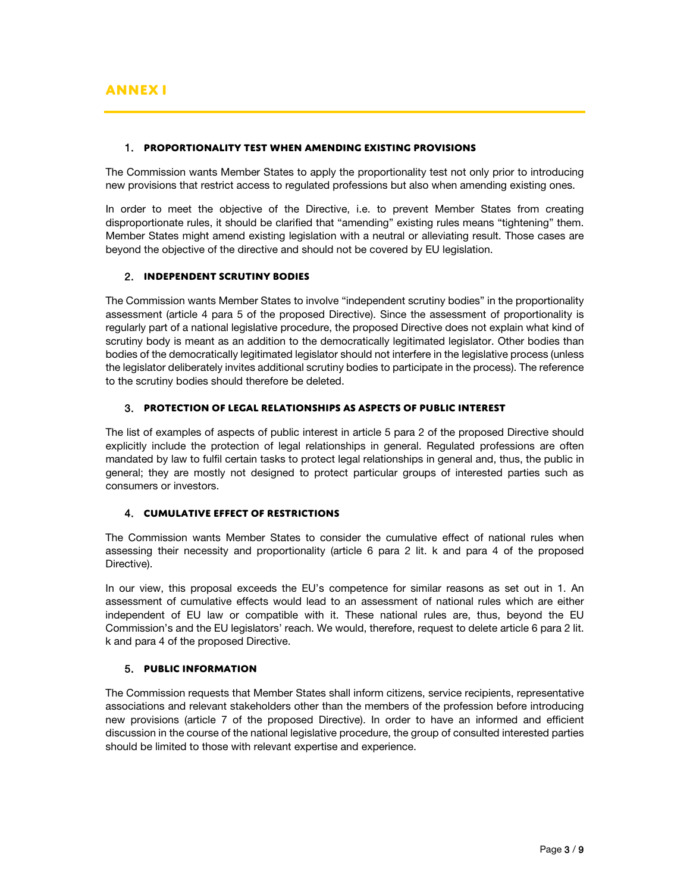# ANNEX I

## 1. PROPORTIONALITY TEST WHEN AMENDING EXISTING PROVISIONS

The Commission wants Member States to apply the proportionality test not only prior to introducing new provisions that restrict access to regulated professions but also when amending existing ones.

In order to meet the objective of the Directive, i.e. to prevent Member States from creating disproportionate rules, it should be clarified that "amending" existing rules means "tightening" them. Member States might amend existing legislation with a neutral or alleviating result. Those cases are beyond the objective of the directive and should not be covered by EU legislation.

## 2. INDEPENDENT SCRUTINY BODIES

The Commission wants Member States to involve "independent scrutiny bodies" in the proportionality assessment (article 4 para 5 of the proposed Directive). Since the assessment of proportionality is regularly part of a national legislative procedure, the proposed Directive does not explain what kind of scrutiny body is meant as an addition to the democratically legitimated legislator. Other bodies than bodies of the democratically legitimated legislator should not interfere in the legislative process (unless the legislator deliberately invites additional scrutiny bodies to participate in the process). The reference to the scrutiny bodies should therefore be deleted.

## 3. PROTECTION OF LEGAL RELATIONSHIPS AS ASPECTS OF PUBLIC INTEREST

The list of examples of aspects of public interest in article 5 para 2 of the proposed Directive should explicitly include the protection of legal relationships in general. Regulated professions are often mandated by law to fulfil certain tasks to protect legal relationships in general and, thus, the public in general; they are mostly not designed to protect particular groups of interested parties such as consumers or investors.

## 4. CUMULATIVE EFFECT OF RESTRICTIONS

The Commission wants Member States to consider the cumulative effect of national rules when assessing their necessity and proportionality (article 6 para 2 lit. k and para 4 of the proposed Directive).

In our view, this proposal exceeds the EU's competence for similar reasons as set out in 1. An assessment of cumulative effects would lead to an assessment of national rules which are either independent of EU law or compatible with it. These national rules are, thus, beyond the EU Commission's and the EU legislators' reach. We would, therefore, request to delete article 6 para 2 lit. k and para 4 of the proposed Directive.

## 5. PUBLIC INFORMATION

The Commission requests that Member States shall inform citizens, service recipients, representative associations and relevant stakeholders other than the members of the profession before introducing new provisions (article 7 of the proposed Directive). In order to have an informed and efficient discussion in the course of the national legislative procedure, the group of consulted interested parties should be limited to those with relevant expertise and experience.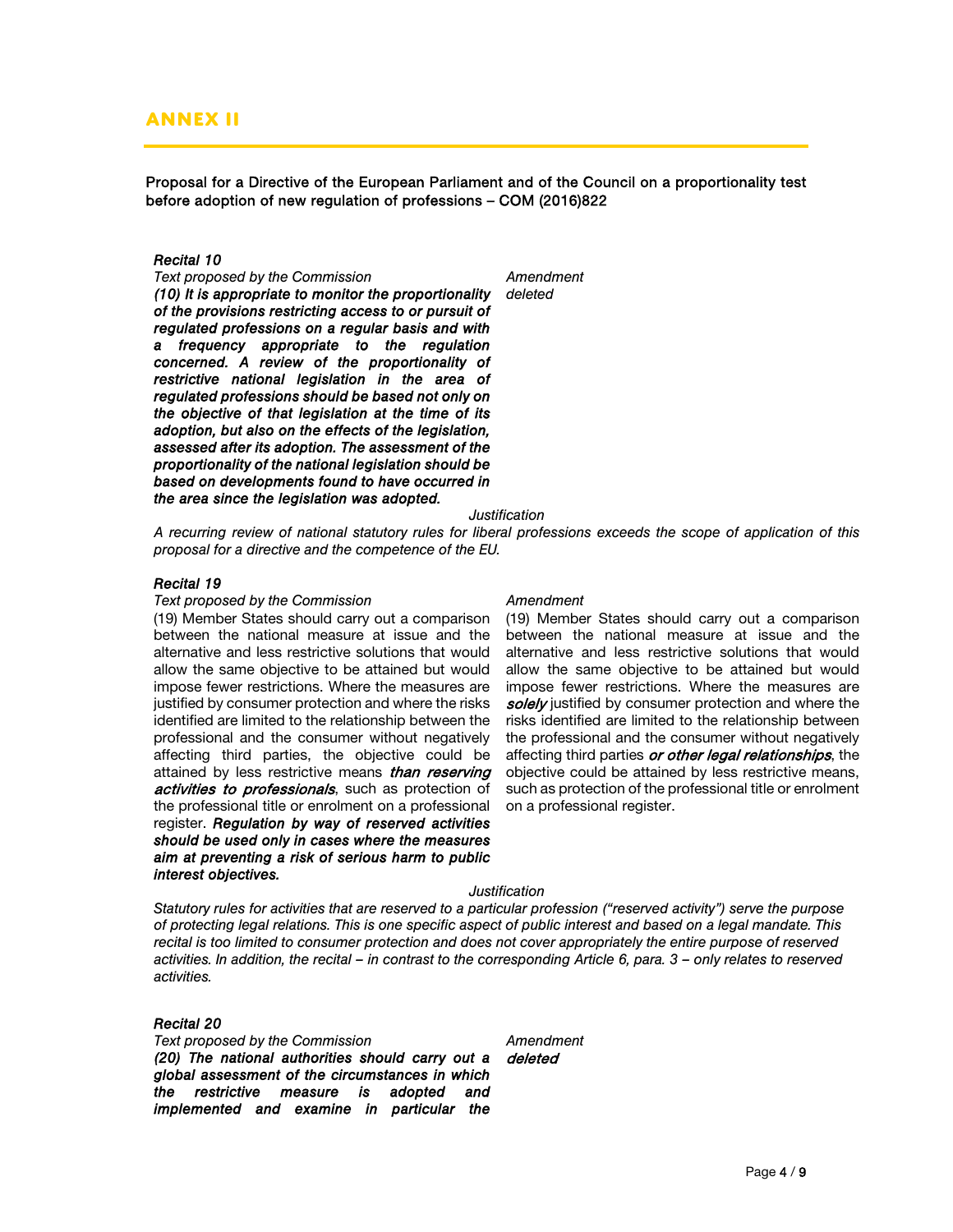## ANNEX II

**Proposal for a Directive of the European Parliament and of the Council on a proportionality test before adoption of new regulation of professions – COM (2016)822**

***Recital 10***

| *Text proposed by the Commission* | *Amendment* |
|---|---|
| ***(10) It is appropriate to monitor the proportionality of the provisions restricting access to or pursuit of regulated professions on a regular basis and with a frequency appropriate to the regulation concerned. A review of the proportionality of restrictive national legislation in the area of regulated professions should be based not only on the objective of that legislation at the time of its adoption, but also on the effects of the legislation, assessed after its adoption. The assessment of the proportionality of the national legislation should be based on developments found to have occurred in the area since the legislation was adopted.*** | *deleted* |

*Justification*

*A recurring review of national statutory rules for liberal professions exceeds the scope of application of this proposal for a directive and the competence of the EU.*

***Recital 19***

| *Text proposed by the Commission* | *Amendment* |
|---|---|
| (19) Member States should carry out a comparison between the national measure at issue and the alternative and less restrictive solutions that would allow the same objective to be attained but would impose fewer restrictions. Where the measures are justified by consumer protection and where the risks identified are limited to the relationship between the professional and the consumer without negatively affecting third parties, the objective could be attained by less restrictive means ***than reserving activities to professionals***, such as protection of the professional title or enrolment on a professional register. ***Regulation by way of reserved activities should be used only in cases where the measures aim at preventing a risk of serious harm to public interest objectives.*** | (19) Member States should carry out a comparison between the national measure at issue and the alternative and less restrictive solutions that would allow the same objective to be attained but would impose fewer restrictions. Where the measures are ***solely*** justified by consumer protection and where the risks identified are limited to the relationship between the professional and the consumer without negatively affecting third parties ***or other legal relationships***, the objective could be attained by less restrictive means, such as protection of the professional title or enrolment on a professional register. |

*Justification*

*Statutory rules for activities that are reserved to a particular profession ("reserved activity") serve the purpose of protecting legal relations. This is one specific aspect of public interest and based on a legal mandate. This recital is too limited to consumer protection and does not cover appropriately the entire purpose of reserved activities. In addition, the recital – in contrast to the corresponding Article 6, para. 3 – only relates to reserved activities.*

***Recital 20***

| *Text proposed by the Commission* | *Amendment* |
|---|---|
| ***(20) The national authorities should carry out a global assessment of the circumstances in which the restrictive measure is adopted and implemented and examine in particular the*** | ***deleted*** |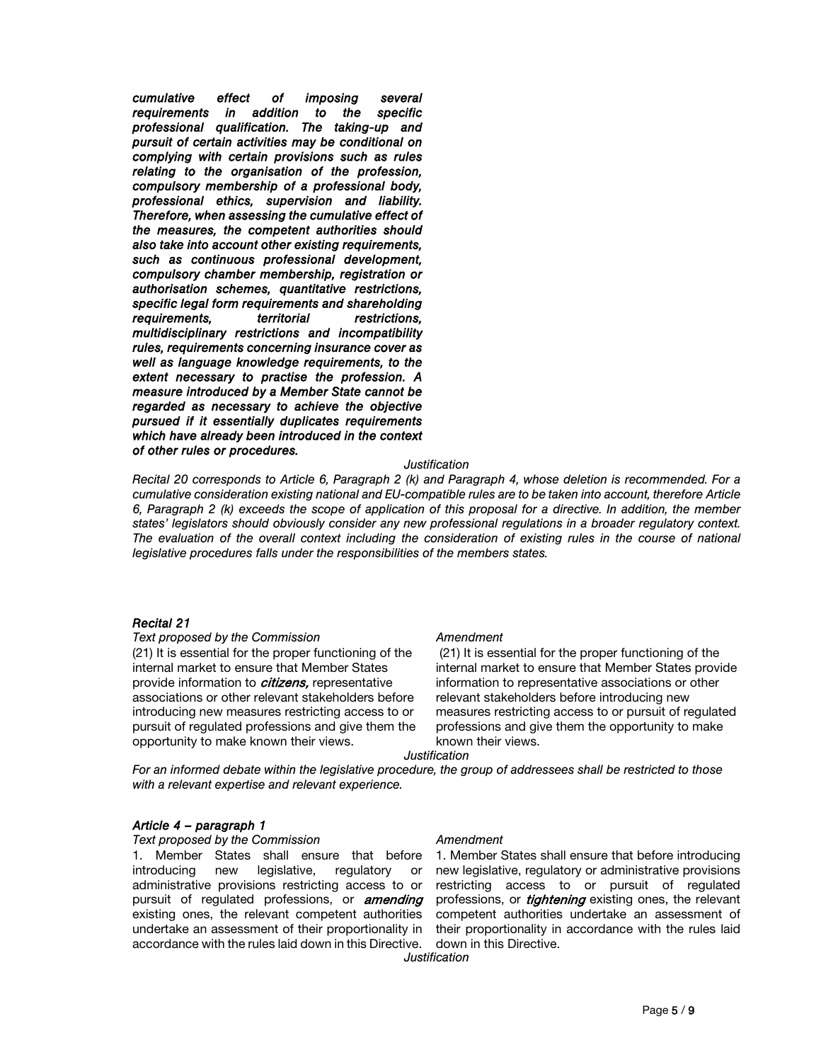***cumulative effect of imposing several requirements in addition to the specific professional qualification. The taking-up and pursuit of certain activities may be conditional on complying with certain provisions such as rules relating to the organisation of the profession, compulsory membership of a professional body, professional ethics, supervision and liability. Therefore, when assessing the cumulative effect of the measures, the competent authorities should also take into account other existing requirements, such as continuous professional development, compulsory chamber membership, registration or authorisation schemes, quantitative restrictions, specific legal form requirements and shareholding requirements, territorial restrictions, multidisciplinary restrictions and incompatibility rules, requirements concerning insurance cover as well as language knowledge requirements, to the extent necessary to practise the profession. A measure introduced by a Member State cannot be regarded as necessary to achieve the objective pursued if it essentially duplicates requirements which have already been introduced in the context of other rules or procedures.***

*Justification*

*Recital 20 corresponds to Article 6, Paragraph 2 (k) and Paragraph 4, whose deletion is recommended. For a cumulative consideration existing national and EU-compatible rules are to be taken into account, therefore Article 6, Paragraph 2 (k) exceeds the scope of application of this proposal for a directive. In addition, the member states' legislators should obviously consider any new professional regulations in a broader regulatory context. The evaluation of the overall context including the consideration of existing rules in the course of national legislative procedures falls under the responsibilities of the members states.*

### *Recital 21*

| *Text proposed by the Commission* | *Amendment* |
|---|---|
| (21) It is essential for the proper functioning of the internal market to ensure that Member States provide information to ***citizens,*** representative associations or other relevant stakeholders before introducing new measures restricting access to or pursuit of regulated professions and give them the opportunity to make known their views. | (21) It is essential for the proper functioning of the internal market to ensure that Member States provide information to representative associations or other relevant stakeholders before introducing new measures restricting access to or pursuit of regulated professions and give them the opportunity to make known their views. |

*Justification*

*For an informed debate within the legislative procedure, the group of addressees shall be restricted to those with a relevant expertise and relevant experience.*

### *Article 4 – paragraph 1*

| *Text proposed by the Commission* | *Amendment* |
|---|---|
| 1. Member States shall ensure that before introducing new legislative, regulatory or administrative provisions restricting access to or pursuit of regulated professions, or ***amending*** existing ones, the relevant competent authorities undertake an assessment of their proportionality in accordance with the rules laid down in this Directive. | 1. Member States shall ensure that before introducing new legislative, regulatory or administrative provisions restricting access to or pursuit of regulated professions, or ***tightening*** existing ones, the relevant competent authorities undertake an assessment of their proportionality in accordance with the rules laid down in this Directive. |

*Justification*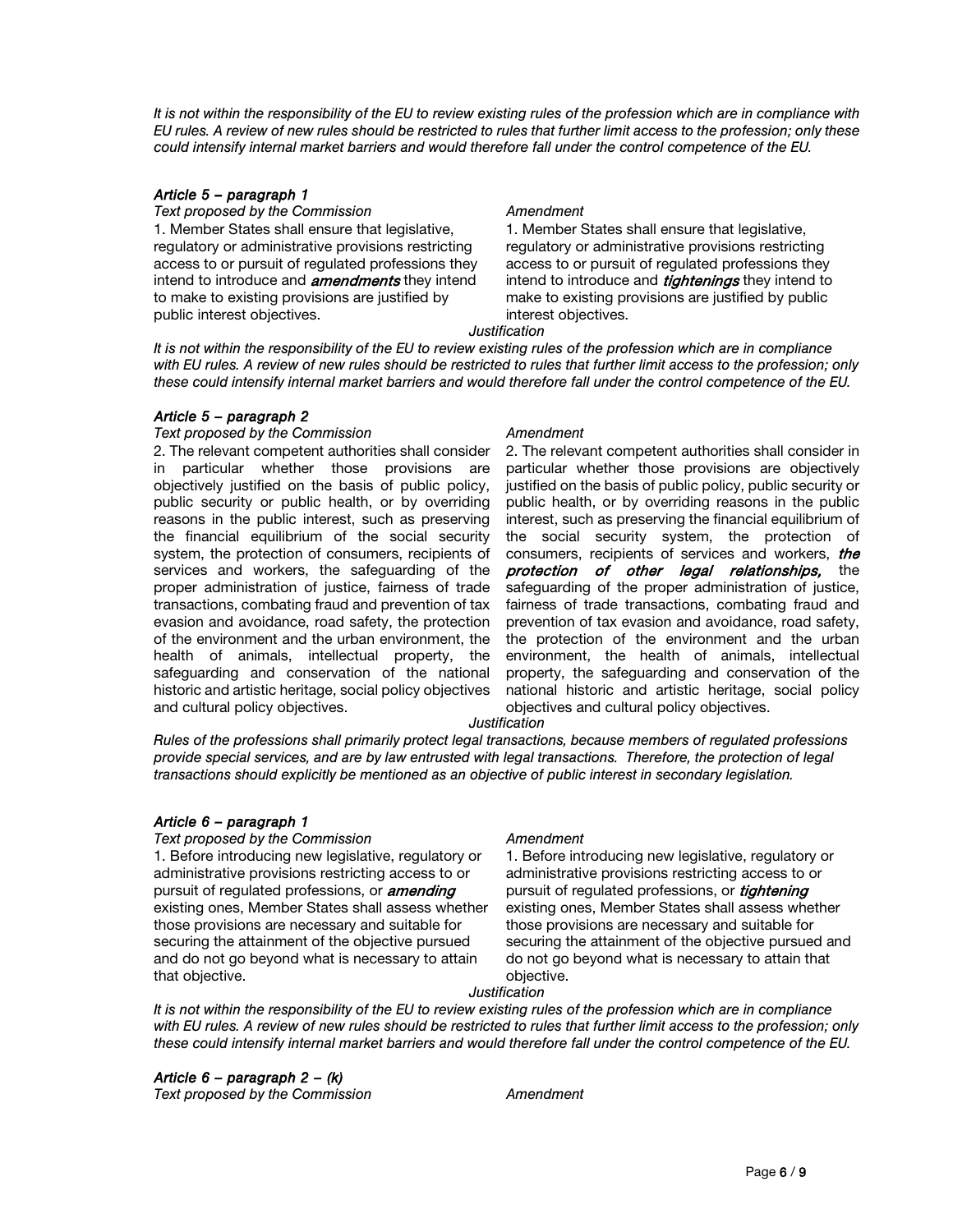*It is not within the responsibility of the EU to review existing rules of the profession which are in compliance with EU rules. A review of new rules should be restricted to rules that further limit access to the profession; only these could intensify internal market barriers and would therefore fall under the control competence of the EU.*

***Article 5 – paragraph 1***

| *Text proposed by the Commission* | *Amendment* |
| --- | --- |
| 1. Member States shall ensure that legislative, regulatory or administrative provisions restricting access to or pursuit of regulated professions they intend to introduce and ***amendments*** they intend to make to existing provisions are justified by public interest objectives. | 1. Member States shall ensure that legislative, regulatory or administrative provisions restricting access to or pursuit of regulated professions they intend to introduce and ***tightenings*** they intend to make to existing provisions are justified by public interest objectives. |

*Justification*

*It is not within the responsibility of the EU to review existing rules of the profession which are in compliance with EU rules. A review of new rules should be restricted to rules that further limit access to the profession; only these could intensify internal market barriers and would therefore fall under the control competence of the EU.*

***Article 5 – paragraph 2***

| *Text proposed by the Commission* | *Amendment* |
| --- | --- |
| 2. The relevant competent authorities shall consider in particular whether those provisions are objectively justified on the basis of public policy, public security or public health, or by overriding reasons in the public interest, such as preserving the financial equilibrium of the social security system, the protection of consumers, recipients of services and workers, the safeguarding of the proper administration of justice, fairness of trade transactions, combating fraud and prevention of tax evasion and avoidance, road safety, the protection of the environment and the urban environment, the health of animals, intellectual property, the safeguarding and conservation of the national historic and artistic heritage, social policy objectives and cultural policy objectives. | 2. The relevant competent authorities shall consider in particular whether those provisions are objectively justified on the basis of public policy, public security or public health, or by overriding reasons in the public interest, such as preserving the financial equilibrium of the social security system, the protection of consumers, recipients of services and workers, ***the protection of other legal relationships,*** the safeguarding of the proper administration of justice, fairness of trade transactions, combating fraud and prevention of tax evasion and avoidance, road safety, the protection of the environment and the urban environment, the health of animals, intellectual property, the safeguarding and conservation of the national historic and artistic heritage, social policy objectives and cultural policy objectives. |

*Justification*

*Rules of the professions shall primarily protect legal transactions, because members of regulated professions provide special services, and are by law entrusted with legal transactions. Therefore, the protection of legal transactions should explicitly be mentioned as an objective of public interest in secondary legislation.*

***Article 6 – paragraph 1***

| *Text proposed by the Commission* | *Amendment* |
| --- | --- |
| 1. Before introducing new legislative, regulatory or administrative provisions restricting access to or pursuit of regulated professions, or ***amending*** existing ones, Member States shall assess whether those provisions are necessary and suitable for securing the attainment of the objective pursued and do not go beyond what is necessary to attain that objective. | 1. Before introducing new legislative, regulatory or administrative provisions restricting access to or pursuit of regulated professions, or ***tightening*** existing ones, Member States shall assess whether those provisions are necessary and suitable for securing the attainment of the objective pursued and do not go beyond what is necessary to attain that objective. |

*Justification*

*It is not within the responsibility of the EU to review existing rules of the profession which are in compliance with EU rules. A review of new rules should be restricted to rules that further limit access to the profession; only these could intensify internal market barriers and would therefore fall under the control competence of the EU.*

***Article 6 – paragraph 2 – (k)***

| *Text proposed by the Commission* | *Amendment* |
| --- | --- |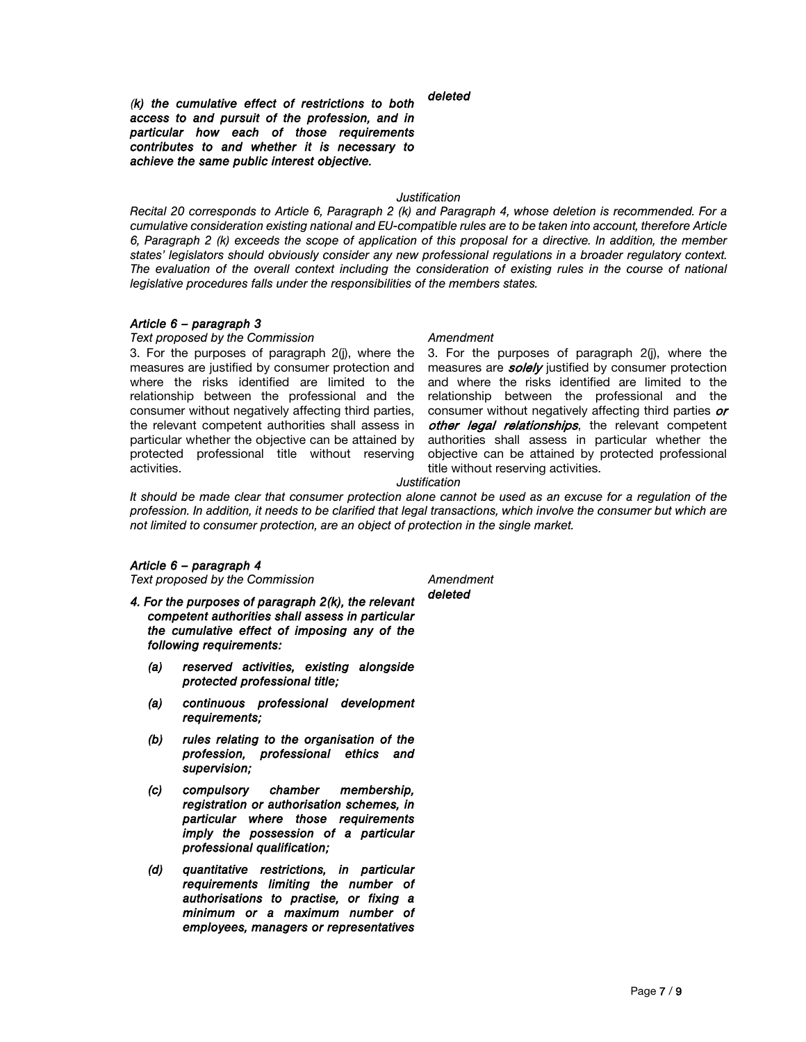| | |
|---|---|
| ***(k) the cumulative effect of restrictions to both access to and pursuit of the profession, and in particular how each of those requirements contributes to and whether it is necessary to achieve the same public interest objective.*** | ***deleted*** |

*Justification*

*Recital 20 corresponds to Article 6, Paragraph 2 (k) and Paragraph 4, whose deletion is recommended. For a cumulative consideration existing national and EU-compatible rules are to be taken into account, therefore Article 6, Paragraph 2 (k) exceeds the scope of application of this proposal for a directive. In addition, the member states' legislators should obviously consider any new professional regulations in a broader regulatory context. The evaluation of the overall context including the consideration of existing rules in the course of national legislative procedures falls under the responsibilities of the members states.*

***Article 6 – paragraph 3***

| *Text proposed by the Commission* | *Amendment* |
|---|---|
| 3. For the purposes of paragraph 2(j), where the measures are justified by consumer protection and where the risks identified are limited to the relationship between the professional and the consumer without negatively affecting third parties, the relevant competent authorities shall assess in particular whether the objective can be attained by protected professional title without reserving activities. | 3. For the purposes of paragraph 2(j), where the measures are ***solely*** justified by consumer protection and where the risks identified are limited to the relationship between the professional and the consumer without negatively affecting third parties ***or other legal relationships***, the relevant competent authorities shall assess in particular whether the objective can be attained by protected professional title without reserving activities. |

*Justification*

*It should be made clear that consumer protection alone cannot be used as an excuse for a regulation of the profession. In addition, it needs to be clarified that legal transactions, which involve the consumer but which are not limited to consumer protection, are an object of protection in the single market.*

***Article 6 – paragraph 4***

| *Text proposed by the Commission* | *Amendment* |
|---|---|
| ***4. For the purposes of paragraph 2(k), the relevant competent authorities shall assess in particular the cumulative effect of imposing any of the following requirements:*** | ***deleted*** |
| ***(a) reserved activities, existing alongside protected professional title;*** | |
| ***(a) continuous professional development requirements;*** | |
| ***(b) rules relating to the organisation of the profession, professional ethics and supervision;*** | |
| ***(c) compulsory chamber membership, registration or authorisation schemes, in particular where those requirements imply the possession of a particular professional qualification;*** | |
| ***(d) quantitative restrictions, in particular requirements limiting the number of authorisations to practise, or fixing a minimum or a maximum number of employees, managers or representatives*** | |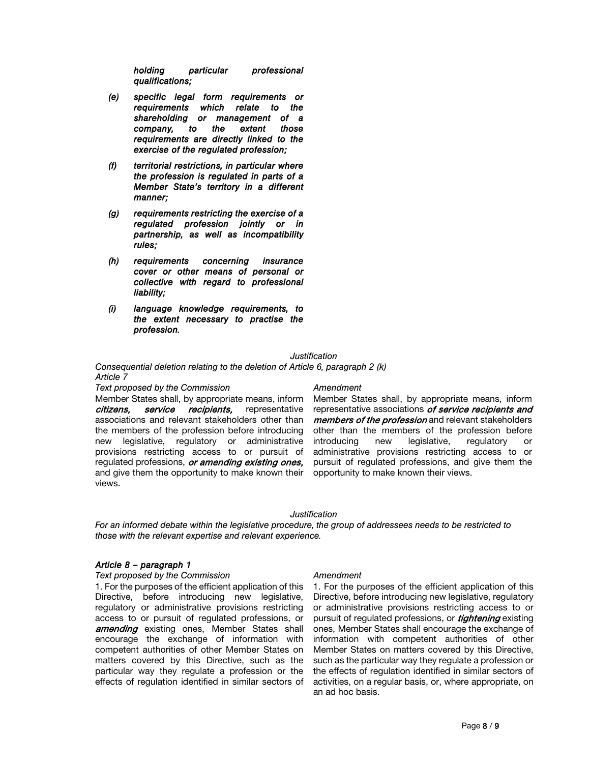***holding particular professional qualifications;***

- ***(e) specific legal form requirements or requirements which relate to the shareholding or management of a company, to the extent those requirements are directly linked to the exercise of the regulated profession;***
- ***(f) territorial restrictions, in particular where the profession is regulated in parts of a Member State's territory in a different manner;***
- ***(g) requirements restricting the exercise of a regulated profession jointly or in partnership, as well as incompatibility rules;***
- ***(h) requirements concerning insurance cover or other means of personal or collective with regard to professional liability;***
- ***(i) language knowledge requirements, to the extent necessary to practise the profession.***

*Justification*

*Consequential deletion relating to the deletion of Article 6, paragraph 2 (k)*

*Article 7*

| *Text proposed by the Commission* | *Amendment* |
| --- | --- |
| Member States shall, by appropriate means, inform ***citizens, service recipients,*** representative associations and relevant stakeholders other than the members of the profession before introducing new legislative, regulatory or administrative provisions restricting access to or pursuit of regulated professions, ***or amending existing ones,*** and give them the opportunity to make known their views. | Member States shall, by appropriate means, inform representative associations ***of service recipients and members of the profession*** and relevant stakeholders other than the members of the profession before introducing new legislative, regulatory or administrative provisions restricting access to or pursuit of regulated professions, and give them the opportunity to make known their views. |

*Justification*

*For an informed debate within the legislative procedure, the group of addressees needs to be restricted to those with the relevant expertise and relevant experience.*

***Article 8 – paragraph 1***

| *Text proposed by the Commission* | *Amendment* |
| --- | --- |
| 1. For the purposes of the efficient application of this Directive, before introducing new legislative, regulatory or administrative provisions restricting access to or pursuit of regulated professions, or ***amending*** existing ones, Member States shall encourage the exchange of information with competent authorities of other Member States on matters covered by this Directive, such as the particular way they regulate a profession or the effects of regulation identified in similar sectors of | 1. For the purposes of the efficient application of this Directive, before introducing new legislative, regulatory or administrative provisions restricting access to or pursuit of regulated professions, or ***tightening*** existing ones, Member States shall encourage the exchange of information with competent authorities of other Member States on matters covered by this Directive, such as the particular way they regulate a profession or the effects of regulation identified in similar sectors of activities, on a regular basis, or, where appropriate, on an ad hoc basis. |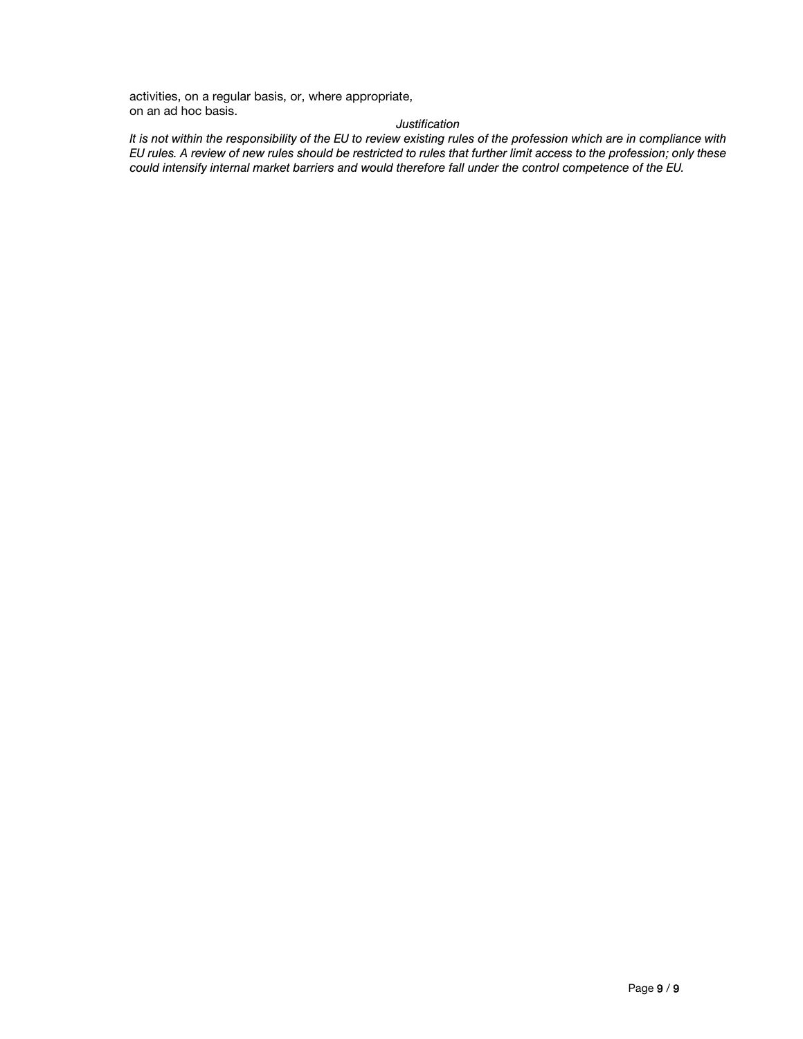activities, on a regular basis, or, where appropriate,
on an ad hoc basis.

*Justification*

*It is not within the responsibility of the EU to review existing rules of the profession which are in compliance with EU rules. A review of new rules should be restricted to rules that further limit access to the profession; only these could intensify internal market barriers and would therefore fall under the control competence of the EU.*